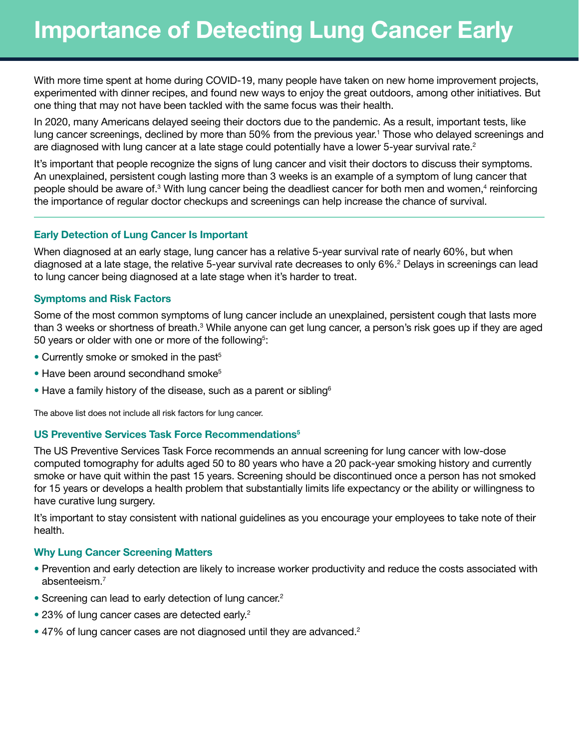# Importance of Detecting Lung Cancer Early

With more time spent at home during COVID-19, many people have taken on new home improvement projects, experimented with dinner recipes, and found new ways to enjoy the great outdoors, among other initiatives. But one thing that may not have been tackled with the same focus was their health.

In 2020, many Americans delayed seeing their doctors due to the pandemic. As a result, important tests, like lung cancer screenings, declined by more than 50% from the previous year.[1] Those who delayed screenings and are diagnosed with lung cancer at a late stage could potentially have a lower 5-year survival rate.[2]

It's important that people recognize the signs of lung cancer and visit their doctors to discuss their symptoms. An unexplained, persistent cough lasting more than 3 weeks is an example of a symptom of lung cancer that people should be aware of.[3] With lung cancer being the deadliest cancer for both men and women,[4] reinforcing the importance of regular doctor checkups and screenings can help increase the chance of survival.

---

### Early Detection of Lung Cancer Is Important

When diagnosed at an early stage, lung cancer has a relative 5-year survival rate of nearly 60%, but when diagnosed at a late stage, the relative 5-year survival rate decreases to only 6%.[2] Delays in screenings can lead to lung cancer being diagnosed at a late stage when it's harder to treat.

### Symptoms and Risk Factors

Some of the most common symptoms of lung cancer include an unexplained, persistent cough that lasts more than 3 weeks or shortness of breath.[3] While anyone can get lung cancer, a person's risk goes up if they are aged 50 years or older with one or more of the following[5]:

- Currently smoke or smoked in the past[5]
- Have been around secondhand smoke[5]
- Have a family history of the disease, such as a parent or sibling[6]

The above list does not include all risk factors for lung cancer.

### US Preventive Services Task Force Recommendations[5]

The US Preventive Services Task Force recommends an annual screening for lung cancer with low-dose computed tomography for adults aged 50 to 80 years who have a 20 pack-year smoking history and currently smoke or have quit within the past 15 years. Screening should be discontinued once a person has not smoked for 15 years or develops a health problem that substantially limits life expectancy or the ability or willingness to have curative lung surgery.

It's important to stay consistent with national guidelines as you encourage your employees to take note of their health.

### Why Lung Cancer Screening Matters

- Prevention and early detection are likely to increase worker productivity and reduce the costs associated with absenteeism.[7]
- Screening can lead to early detection of lung cancer.[2]
- 23% of lung cancer cases are detected early.[2]
- 47% of lung cancer cases are not diagnosed until they are advanced.[2]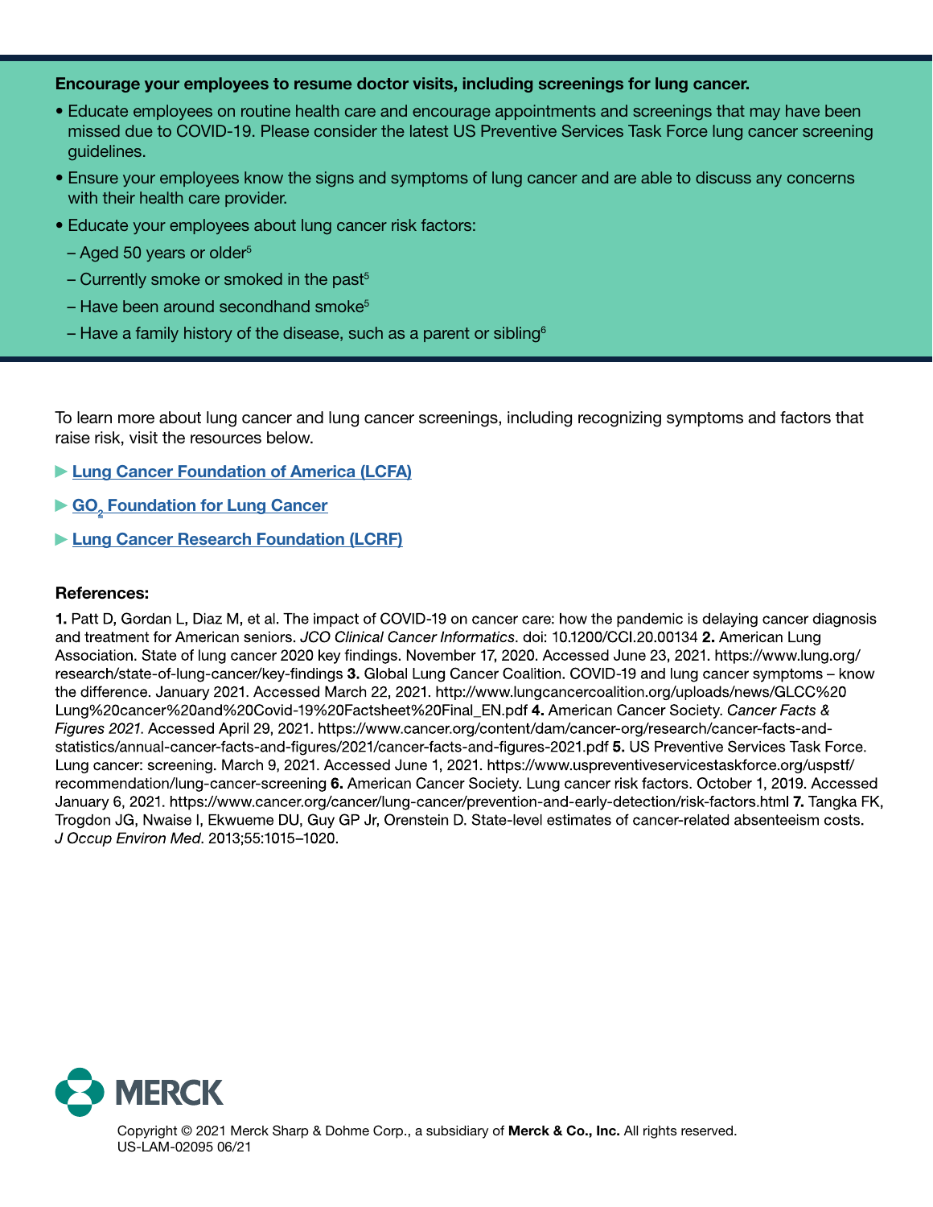**Encourage your employees to resume doctor visits, including screenings for lung cancer.**

- Educate employees on routine health care and encourage appointments and screenings that may have been missed due to COVID-19. Please consider the latest US Preventive Services Task Force lung cancer screening guidelines.
- Ensure your employees know the signs and symptoms of lung cancer and are able to discuss any concerns with their health care provider.
- Educate your employees about lung cancer risk factors:
  - Aged 50 years or older[5]
  - Currently smoke or smoked in the past[5]
  - Have been around secondhand smoke[5]
  - Have a family history of the disease, such as a parent or sibling[6]

To learn more about lung cancer and lung cancer screenings, including recognizing symptoms and factors that raise risk, visit the resources below.

- ▶ **Lung Cancer Foundation of America (LCFA)**
- ▶ **$GO_2$ Foundation for Lung Cancer**
- ▶ **Lung Cancer Research Foundation (LCRF)**

**References:**

**1.** Patt D, Gordan L, Diaz M, et al. The impact of COVID-19 on cancer care: how the pandemic is delaying cancer diagnosis and treatment for American seniors. *JCO Clinical Cancer Informatics*. doi: 10.1200/CCI.20.00134 **2.** American Lung Association. State of lung cancer 2020 key findings. November 17, 2020. Accessed June 23, 2021. https://www.lung.org/research/state-of-lung-cancer/key-findings **3.** Global Lung Cancer Coalition. COVID-19 and lung cancer symptoms – know the difference. January 2021. Accessed March 22, 2021. http://www.lungcancercoalition.org/uploads/news/GLCC%20Lung%20cancer%20and%20Covid-19%20Factsheet%20Final_EN.pdf **4.** American Cancer Society. *Cancer Facts & Figures 2021*. Accessed April 29, 2021. https://www.cancer.org/content/dam/cancer-org/research/cancer-facts-and-statistics/annual-cancer-facts-and-figures/2021/cancer-facts-and-figures-2021.pdf **5.** US Preventive Services Task Force. Lung cancer: screening. March 9, 2021. Accessed June 1, 2021. https://www.uspreventiveservicestaskforce.org/uspstf/recommendation/lung-cancer-screening **6.** American Cancer Society. Lung cancer risk factors. October 1, 2019. Accessed January 6, 2021. https://www.cancer.org/cancer/lung-cancer/prevention-and-early-detection/risk-factors.html **7.** Tangka FK, Trogdon JG, Nwaise I, Ekwueme DU, Guy GP Jr, Orenstein D. State-level estimates of cancer-related absenteeism costs. *J Occup Environ Med*. 2013;55:1015–1020.

MERCK

Copyright © 2021 Merck Sharp & Dohme Corp., a subsidiary of **Merck & Co., Inc.** All rights reserved.
US-LAM-02095 06/21